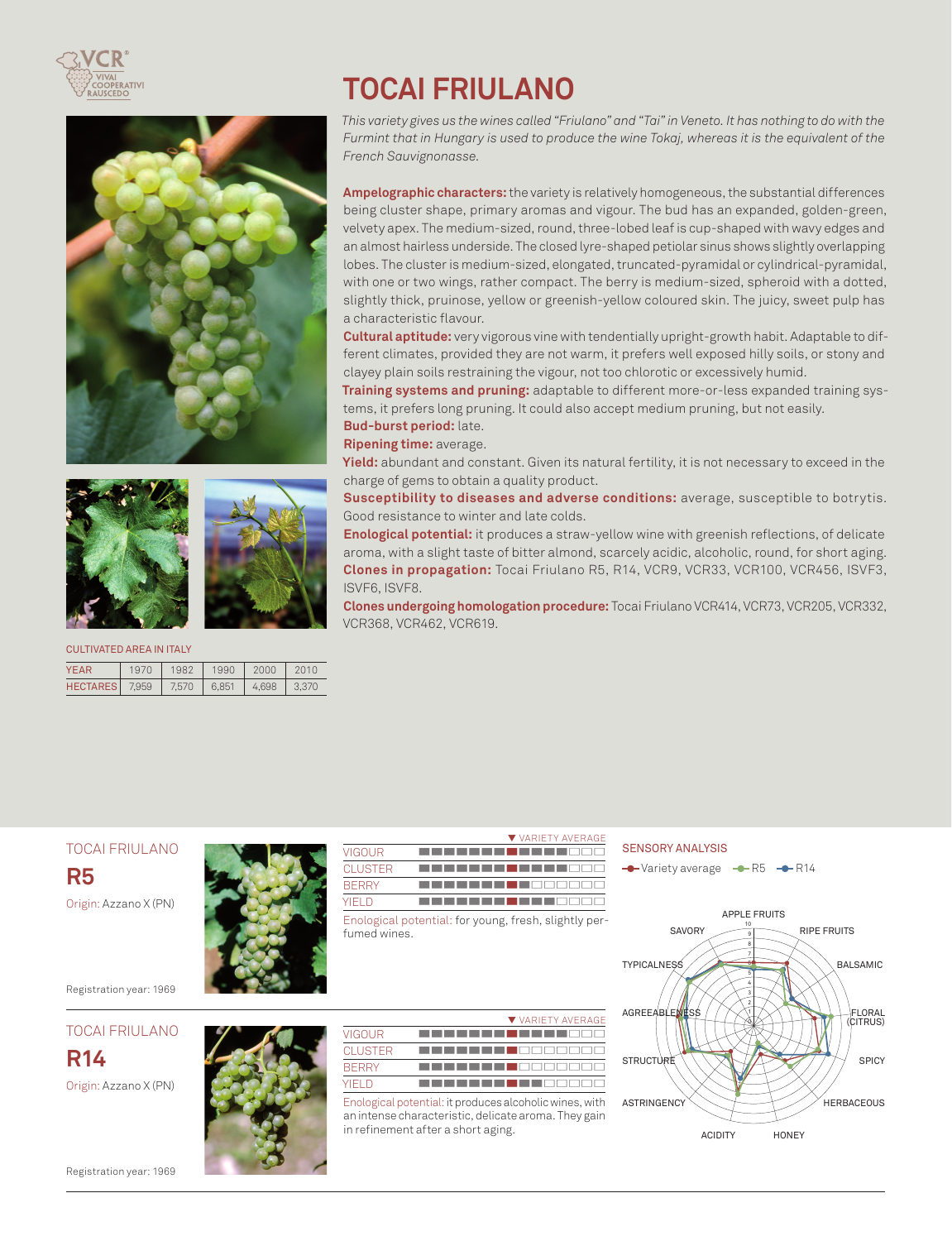# TOCAI FRIULANO

*This variety gives us the wines called "Friulano" and "Tai" in Veneto. It has nothing to do with the Furmint that in Hungary is used to produce the wine Tokaj, whereas it is the equivalent of the French Sauvignonasse.*

**Ampelographic characters:** the variety is relatively homogeneous, the substantial differences being cluster shape, primary aromas and vigour. The bud has an expanded, golden-green, velvety apex. The medium-sized, round, three-lobed leaf is cup-shaped with wavy edges and an almost hairless underside. The closed lyre-shaped petiolar sinus shows slightly overlapping lobes. The cluster is medium-sized, elongated, truncated-pyramidal or cylindrical-pyramidal, with one or two wings, rather compact. The berry is medium-sized, spheroid with a dotted, slightly thick, pruinose, yellow or greenish-yellow coloured skin. The juicy, sweet pulp has a characteristic flavour.

**Cultural aptitude:** very vigorous vine with tendentially upright-growth habit. Adaptable to different climates, provided they are not warm, it prefers well exposed hilly soils, or stony and clayey plain soils restraining the vigour, not too chlorotic or excessively humid.

**Training systems and pruning:** adaptable to different more-or-less expanded training systems, it prefers long pruning. It could also accept medium pruning, but not easily.

**Bud-burst period:** late.

**Ripening time:** average.

**Yield:** abundant and constant. Given its natural fertility, it is not necessary to exceed in the charge of gems to obtain a quality product.

**Susceptibility to diseases and adverse conditions:** average, susceptible to botrytis. Good resistance to winter and late colds.

**Enological potential:** it produces a straw-yellow wine with greenish reflections, of delicate aroma, with a slight taste of bitter almond, scarcely acidic, alcoholic, round, for short aging.

**Clones in propagation:** Tocai Friulano R5, R14, VCR9, VCR33, VCR100, VCR456, ISVF3, ISVF6, ISVF8.

**Clones undergoing homologation procedure:** Tocai Friulano VCR414, VCR73, VCR205, VCR332, VCR368, VCR462, VCR619.

CULTIVATED AREA IN ITALY

| YEAR | 1970 | 1982 | 1990 | 2000 | 2010 |
|---|---|---|---|---|---|
| HECTARES | 7,959 | 7,570 | 6,851 | 4,698 | 3,370 |

## TOCAI FRIULANO R5

Origin: Azzano X (PN)

Registration year: 1969

VIGOUR / CLUSTER / BERRY / YIELD (compared to variety average)

Enological potential: for young, fresh, slightly perfumed wines.

## TOCAI FRIULANO R14

Origin: Azzano X (PN)

Registration year: 1969

VIGOUR / CLUSTER / BERRY / YIELD (compared to variety average)

Enological potential: it produces alcoholic wines, with an intense characteristic, delicate aroma. They gain in refinement after a short aging.

SENSORY ANALYSIS

Variety average, R5, R14

APPLE FRUITS, RIPE FRUITS, BALSAMIC, FLORAL (CITRUS), SPICY, HERBACEOUS, HONEY, ACIDITY, ASTRINGENCY, STRUCTURE, AGREEABLENESS, TYPICALNESS, SAVORY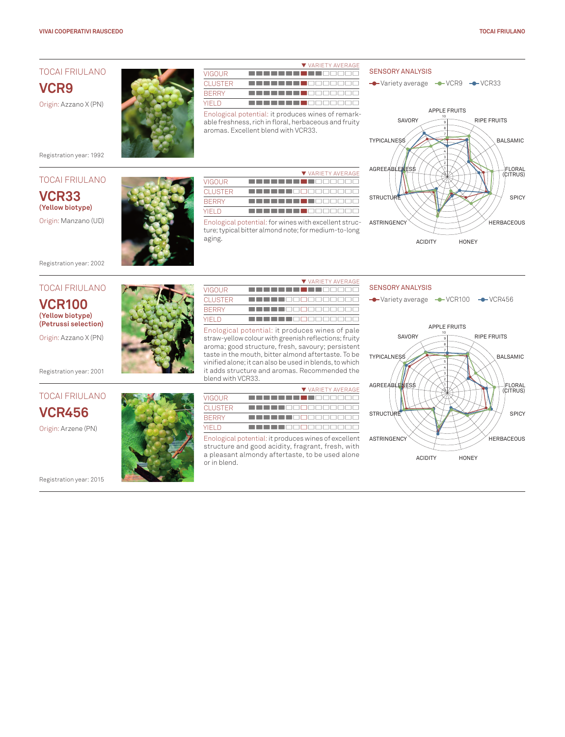## TOCAI FRIULANO

# VCR9

Origin: Azzano X (PN)

Registration year: 1992

▼ VARIETY AVERAGE

VIGOUR

CLUSTER

BERRY

YIELD

Enological potential: it produces wines of remarkable freshness, rich in floral, herbaceous and fruity aromas. Excellent blend with VCR33.

## TOCAI FRIULANO

# VCR33

**(Yellow biotype)**

Origin: Manzano (UD)

Registration year: 2002

▼ VARIETY AVERAGE

VIGOUR

CLUSTER

BERRY

YIELD

Enological potential: for wines with excellent structure; typical bitter almond note; for medium-to-long aging.

### SENSORY ANALYSIS

Variety average — VCR9 — VCR33

APPLE FRUITS
RIPE FRUITS
BALSAMIC
FLORAL (CITRUS)
SPICY
HERBACEOUS
HONEY
ACIDITY
ASTRINGENCY
STRUCTURE
AGREEABLENESS
TYPICALNESS
SAVORY

1 2 3 4 5 6 7 8 9 10

## TOCAI FRIULANO

# VCR100

**(Yellow biotype)**
**(Petrussi selection)**

Origin: Azzano X (PN)

Registration year: 2001

▼ VARIETY AVERAGE

VIGOUR

CLUSTER

BERRY

YIELD

Enological potential: it produces wines of pale straw-yellow colour with greenish reflections; fruity aroma; good structure, fresh, savoury; persistent taste in the mouth, bitter almond aftertaste. To be vinified alone; it can also be used in blends, to which it adds structure and aromas. Recommended the blend with VCR33.

## TOCAI FRIULANO

# VCR456

Origin: Arzene (PN)

Registration year: 2015

▼ VARIETY AVERAGE

VIGOUR

CLUSTER

BERRY

YIELD

Enological potential: it produces wines of excellent structure and good acidity, fragrant, fresh, with a pleasant almondy aftertaste, to be used alone or in blend.

### SENSORY ANALYSIS

Variety average — VCR100 — VCR456

APPLE FRUITS
RIPE FRUITS
BALSAMIC
FLORAL (CITRUS)
SPICY
HERBACEOUS
HONEY
ACIDITY
ASTRINGENCY
STRUCTURE
AGREEABLENESS
TYPICALNESS
SAVORY

1 2 3 4 5 6 7 8 9 10